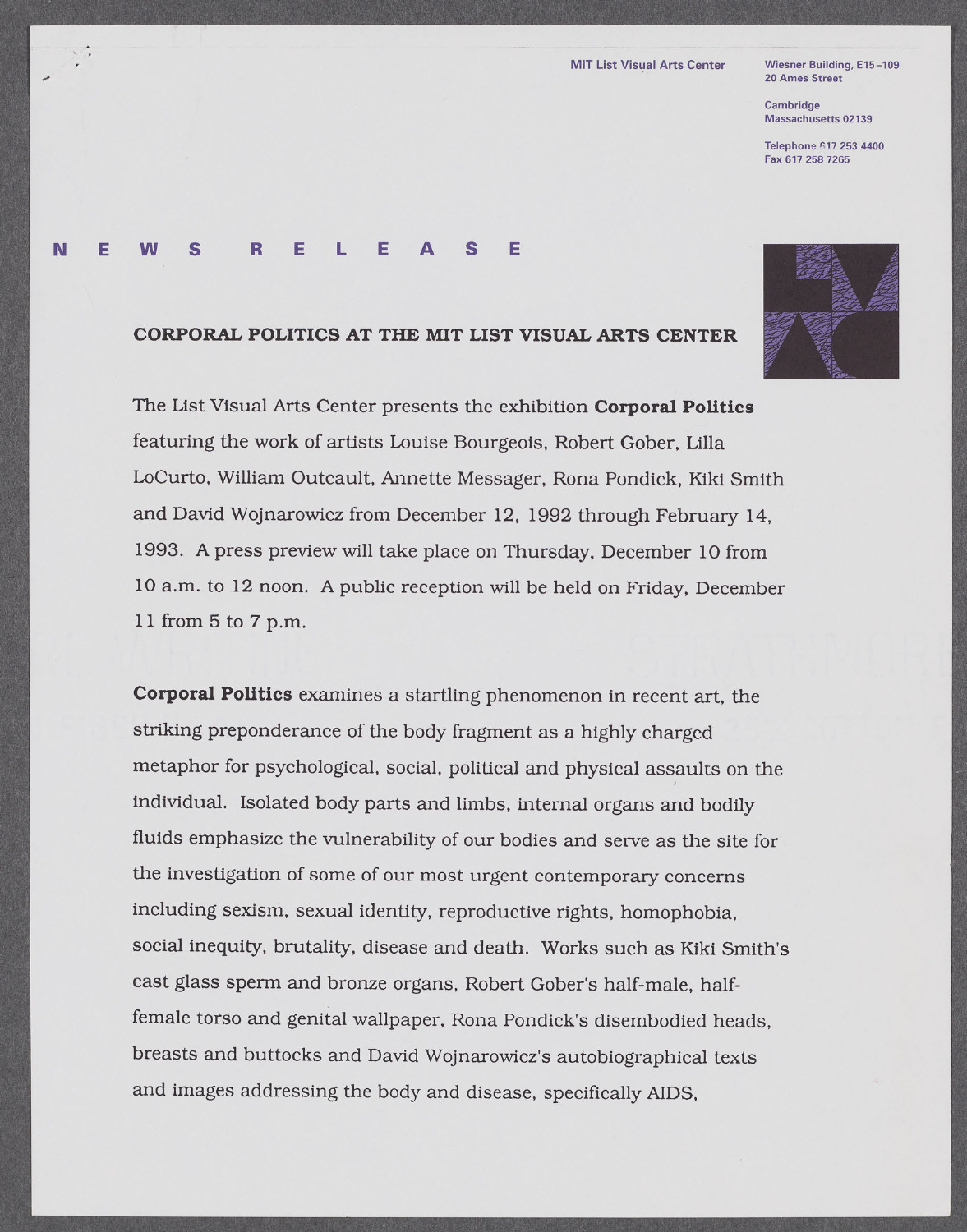MIT List Visual Arts Center

Wiesner Building, E15–109
20 Ames Street

Cambridge
Massachusetts 02139

Telephone 617 253 4400
Fax 617 258 7265

N E W S  R E L E A S E

## CORPORAL POLITICS AT THE MIT LIST VISUAL ARTS CENTER

The List Visual Arts Center presents the exhibition **Corporal Politics** featuring the work of artists Louise Bourgeois, Robert Gober, Lilla LoCurto, William Outcault, Annette Messager, Rona Pondick, Kiki Smith and David Wojnarowicz from December 12, 1992 through February 14, 1993. A press preview will take place on Thursday, December 10 from 10 a.m. to 12 noon. A public reception will be held on Friday, December 11 from 5 to 7 p.m.

**Corporal Politics** examines a startling phenomenon in recent art, the striking preponderance of the body fragment as a highly charged metaphor for psychological, social, political and physical assaults on the individual. Isolated body parts and limbs, internal organs and bodily fluids emphasize the vulnerability of our bodies and serve as the site for the investigation of some of our most urgent contemporary concerns including sexism, sexual identity, reproductive rights, homophobia, social inequity, brutality, disease and death. Works such as Kiki Smith's cast glass sperm and bronze organs, Robert Gober's half-male, half-female torso and genital wallpaper, Rona Pondick's disembodied heads, breasts and buttocks and David Wojnarowicz's autobiographical texts and images addressing the body and disease, specifically AIDS,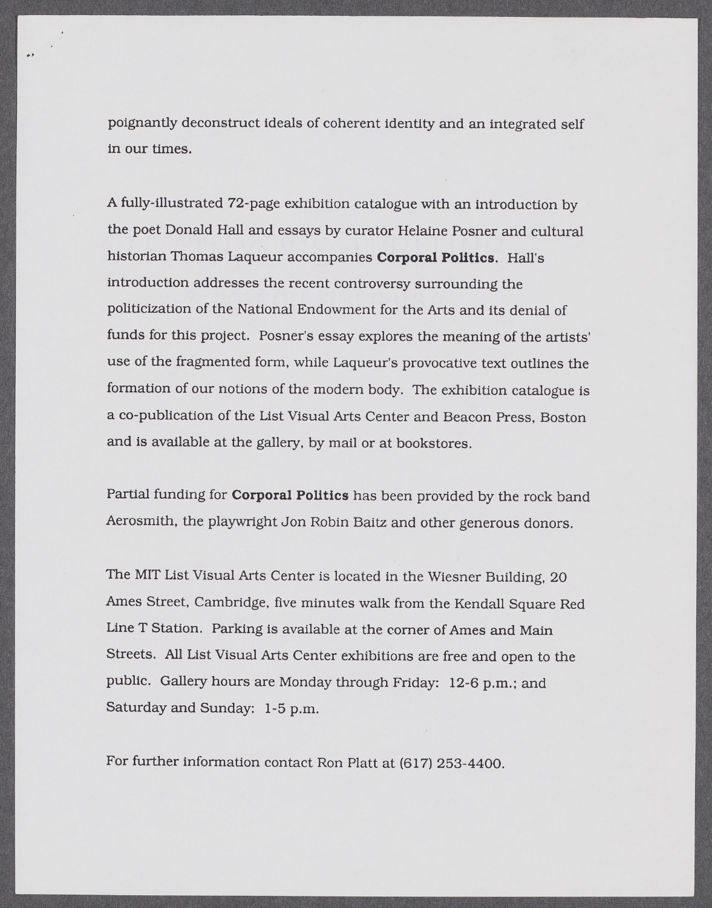poignantly deconstruct ideals of coherent identity and an integrated self in our times.

A fully-illustrated 72-page exhibition catalogue with an introduction by the poet Donald Hall and essays by curator Helaine Posner and cultural historian Thomas Laqueur accompanies **Corporal Politics**. Hall's introduction addresses the recent controversy surrounding the politicization of the National Endowment for the Arts and its denial of funds for this project. Posner's essay explores the meaning of the artists' use of the fragmented form, while Laqueur's provocative text outlines the formation of our notions of the modern body. The exhibition catalogue is a co-publication of the List Visual Arts Center and Beacon Press, Boston and is available at the gallery, by mail or at bookstores.

Partial funding for **Corporal Politics** has been provided by the rock band Aerosmith, the playwright Jon Robin Baitz and other generous donors.

The MIT List Visual Arts Center is located in the Wiesner Building, 20 Ames Street, Cambridge, five minutes walk from the Kendall Square Red Line T Station. Parking is available at the corner of Ames and Main Streets. All List Visual Arts Center exhibitions are free and open to the public. Gallery hours are Monday through Friday: 12-6 p.m.; and Saturday and Sunday: 1-5 p.m.

For further information contact Ron Platt at (617) 253-4400.